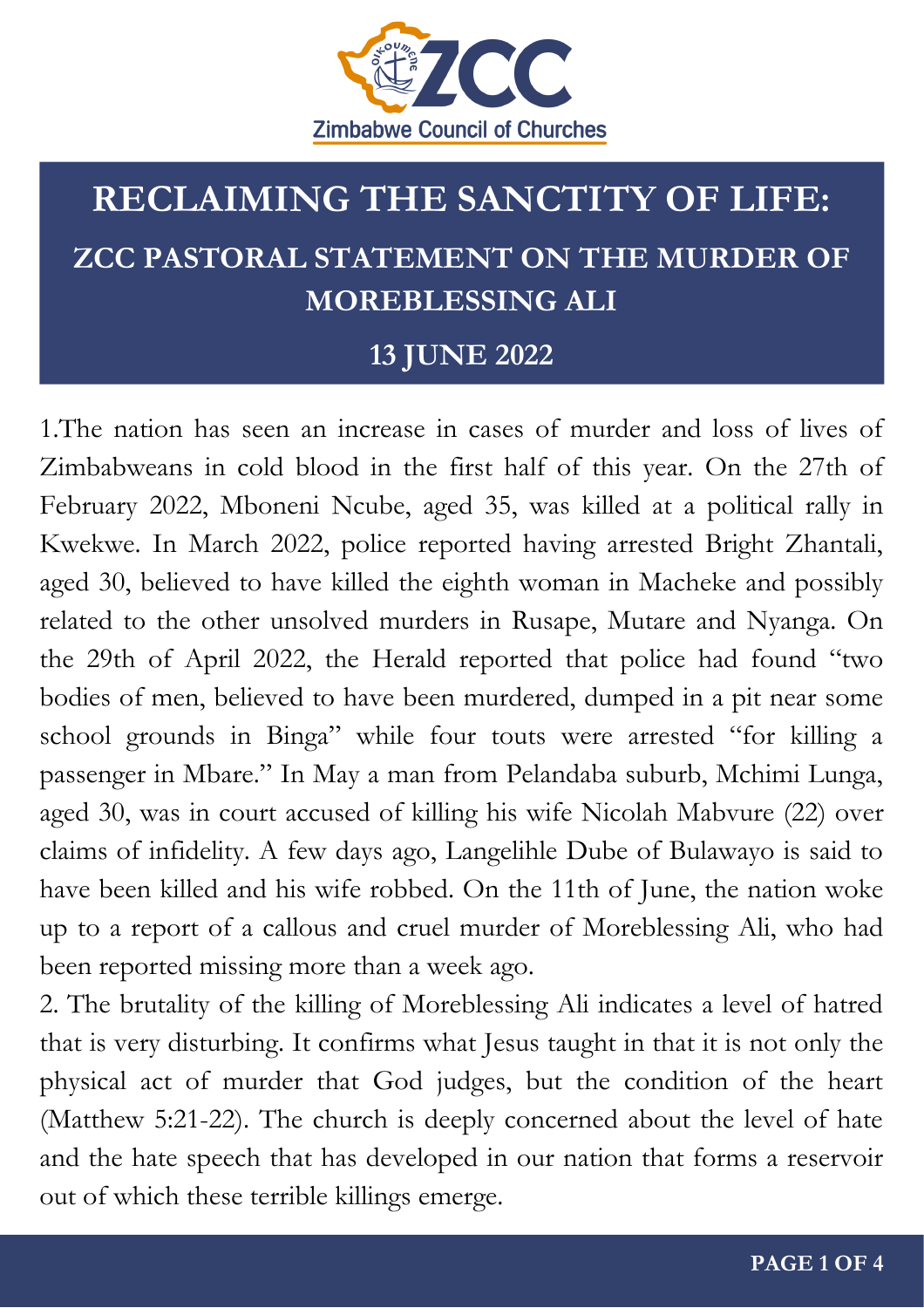Zimbabwe Council of Churches

# RECLAIMING THE SANCTITY OF LIFE:

## ZCC PASTORAL STATEMENT ON THE MURDER OF MOREBLESSING ALI

### 13 JUNE 2022

1.The nation has seen an increase in cases of murder and loss of lives of Zimbabweans in cold blood in the first half of this year. On the 27th of February 2022, Mboneni Ncube, aged 35, was killed at a political rally in Kwekwe. In March 2022, police reported having arrested Bright Zhantali, aged 30, believed to have killed the eighth woman in Macheke and possibly related to the other unsolved murders in Rusape, Mutare and Nyanga. On the 29th of April 2022, the Herald reported that police had found "two bodies of men, believed to have been murdered, dumped in a pit near some school grounds in Binga" while four touts were arrested "for killing a passenger in Mbare." In May a man from Pelandaba suburb, Mchimi Lunga, aged 30, was in court accused of killing his wife Nicolah Mabvure (22) over claims of infidelity. A few days ago, Langelihle Dube of Bulawayo is said to have been killed and his wife robbed. On the 11th of June, the nation woke up to a report of a callous and cruel murder of Moreblessing Ali, who had been reported missing more than a week ago.

2. The brutality of the killing of Moreblessing Ali indicates a level of hatred that is very disturbing. It confirms what Jesus taught in that it is not only the physical act of murder that God judges, but the condition of the heart (Matthew 5:21-22). The church is deeply concerned about the level of hate and the hate speech that has developed in our nation that forms a reservoir out of which these terrible killings emerge.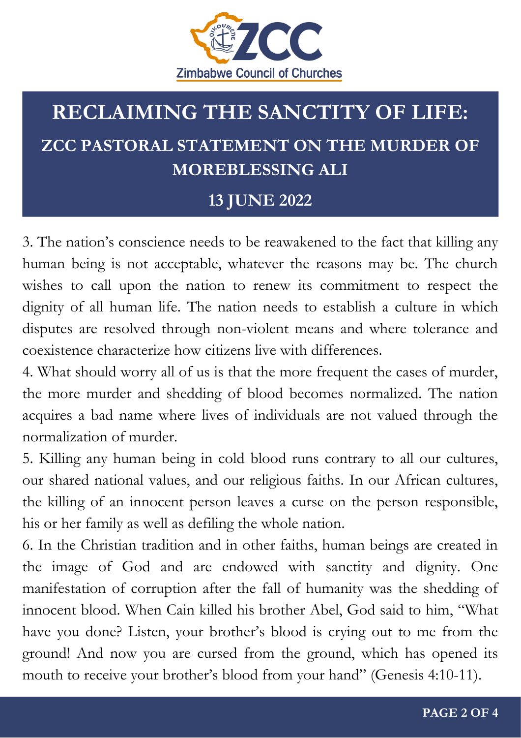# RECLAIMING THE SANCTITY OF LIFE:

## ZCC PASTORAL STATEMENT ON THE MURDER OF MOREBLESSING ALI

## 13 JUNE 2022

3. The nation's conscience needs to be reawakened to the fact that killing any human being is not acceptable, whatever the reasons may be. The church wishes to call upon the nation to renew its commitment to respect the dignity of all human life. The nation needs to establish a culture in which disputes are resolved through non-violent means and where tolerance and coexistence characterize how citizens live with differences.

4. What should worry all of us is that the more frequent the cases of murder, the more murder and shedding of blood becomes normalized. The nation acquires a bad name where lives of individuals are not valued through the normalization of murder.

5. Killing any human being in cold blood runs contrary to all our cultures, our shared national values, and our religious faiths. In our African cultures, the killing of an innocent person leaves a curse on the person responsible, his or her family as well as defiling the whole nation.

6. In the Christian tradition and in other faiths, human beings are created in the image of God and are endowed with sanctity and dignity. One manifestation of corruption after the fall of humanity was the shedding of innocent blood. When Cain killed his brother Abel, God said to him, "What have you done? Listen, your brother's blood is crying out to me from the ground! And now you are cursed from the ground, which has opened its mouth to receive your brother's blood from your hand" (Genesis 4:10-11).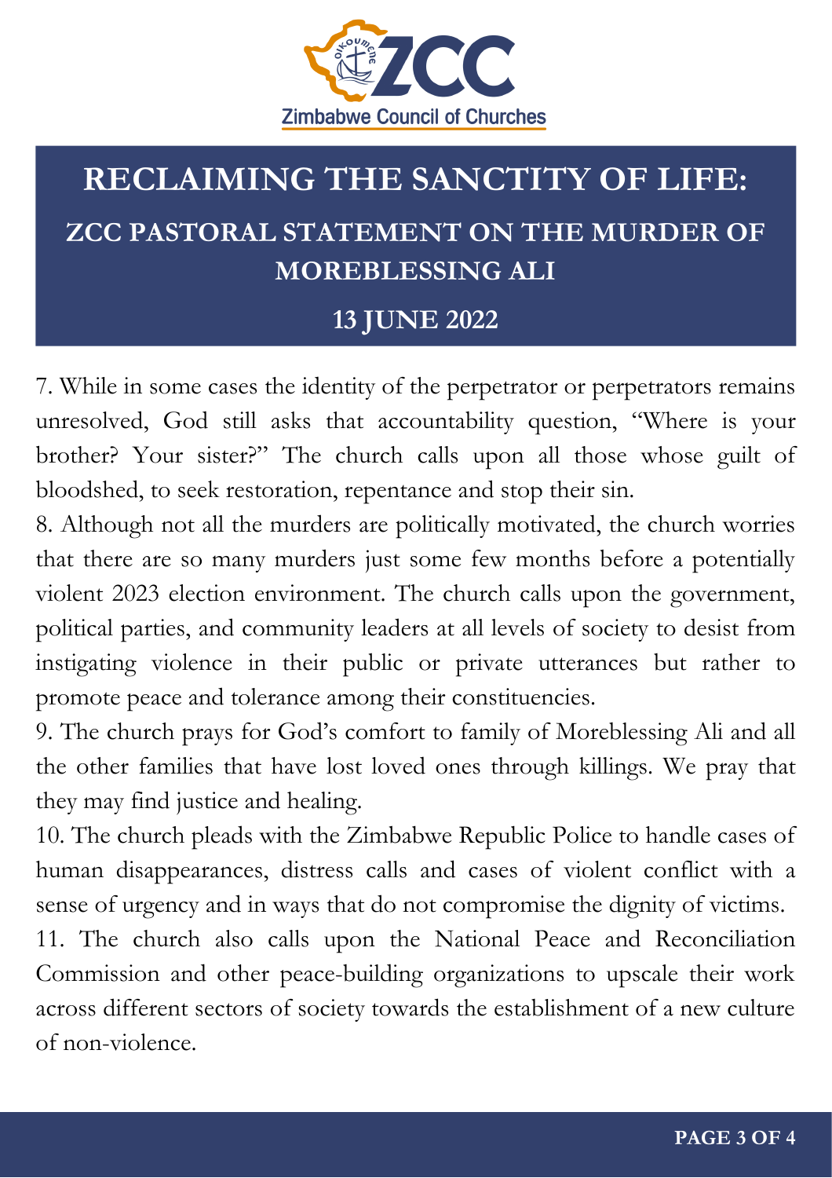# RECLAIMING THE SANCTITY OF LIFE:

## ZCC PASTORAL STATEMENT ON THE MURDER OF MOREBLESSING ALI

## 13 JUNE 2022

7. While in some cases the identity of the perpetrator or perpetrators remains unresolved, God still asks that accountability question, "Where is your brother? Your sister?" The church calls upon all those whose guilt of bloodshed, to seek restoration, repentance and stop their sin.

8. Although not all the murders are politically motivated, the church worries that there are so many murders just some few months before a potentially violent 2023 election environment. The church calls upon the government, political parties, and community leaders at all levels of society to desist from instigating violence in their public or private utterances but rather to promote peace and tolerance among their constituencies.

9. The church prays for God's comfort to family of Moreblessing Ali and all the other families that have lost loved ones through killings. We pray that they may find justice and healing.

10. The church pleads with the Zimbabwe Republic Police to handle cases of human disappearances, distress calls and cases of violent conflict with a sense of urgency and in ways that do not compromise the dignity of victims.

11. The church also calls upon the National Peace and Reconciliation Commission and other peace-building organizations to upscale their work across different sectors of society towards the establishment of a new culture of non-violence.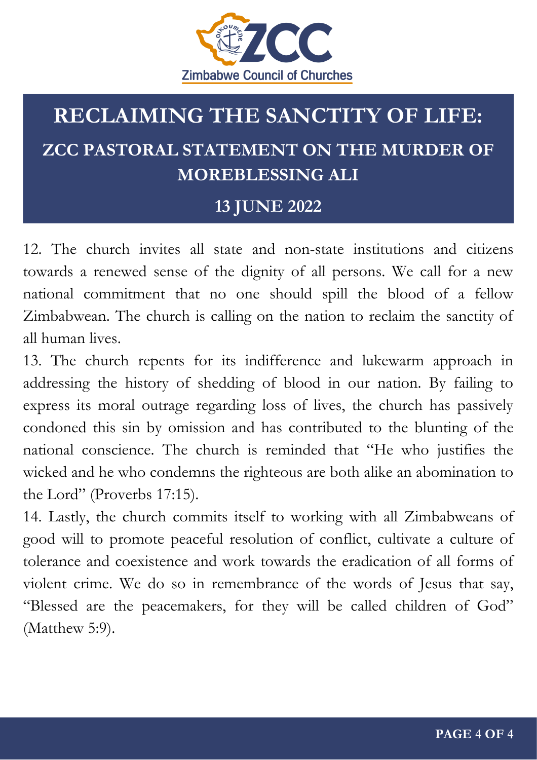# RECLAIMING THE SANCTITY OF LIFE:

## ZCC PASTORAL STATEMENT ON THE MURDER OF MOREBLESSING ALI

## 13 JUNE 2022

12. The church invites all state and non-state institutions and citizens towards a renewed sense of the dignity of all persons. We call for a new national commitment that no one should spill the blood of a fellow Zimbabwean. The church is calling on the nation to reclaim the sanctity of all human lives.

13. The church repents for its indifference and lukewarm approach in addressing the history of shedding of blood in our nation. By failing to express its moral outrage regarding loss of lives, the church has passively condoned this sin by omission and has contributed to the blunting of the national conscience. The church is reminded that "He who justifies the wicked and he who condemns the righteous are both alike an abomination to the Lord" (Proverbs 17:15).

14. Lastly, the church commits itself to working with all Zimbabweans of good will to promote peaceful resolution of conflict, cultivate a culture of tolerance and coexistence and work towards the eradication of all forms of violent crime. We do so in remembrance of the words of Jesus that say, "Blessed are the peacemakers, for they will be called children of God" (Matthew 5:9).